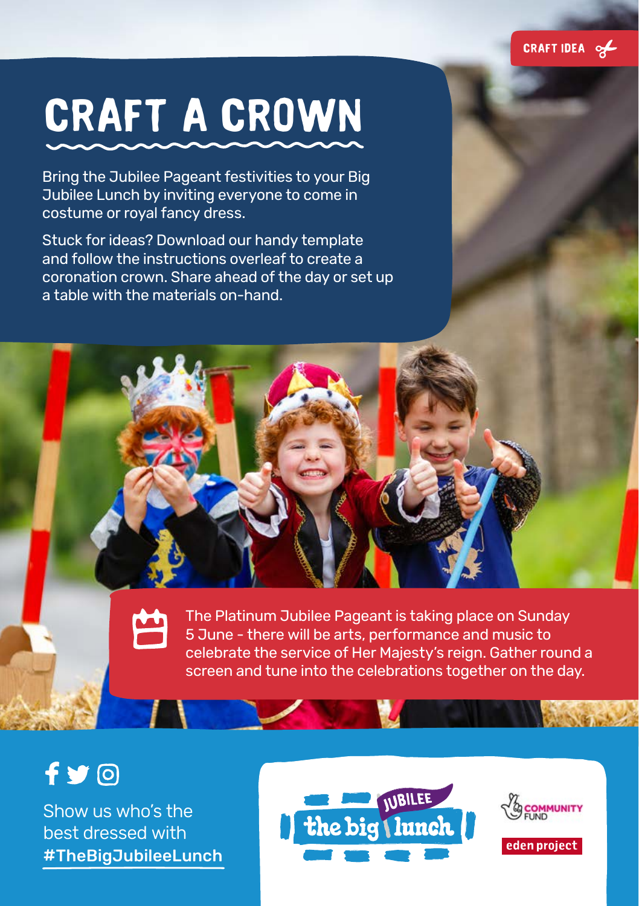CRAFT IDEA

# CRAFT A CROWN

Bring the Jubilee Pageant festivities to your Big Jubilee Lunch by inviting everyone to come in costume or royal fancy dress.

Stuck for ideas? Download our handy template and follow the instructions overleaf to create a coronation crown. Share ahead of the day or set up a table with the materials on-hand.

The Platinum Jubilee Pageant is taking place on Sunday 5 June - there will be arts, performance and music to celebrate the service of Her Majesty's reign. Gather round a screen and tune into the celebrations together on the day.

Show us who's the best dressed with **#TheBigJubileeLunch**

JUBILEE the big lunch

COMMUNITY FUND

eden project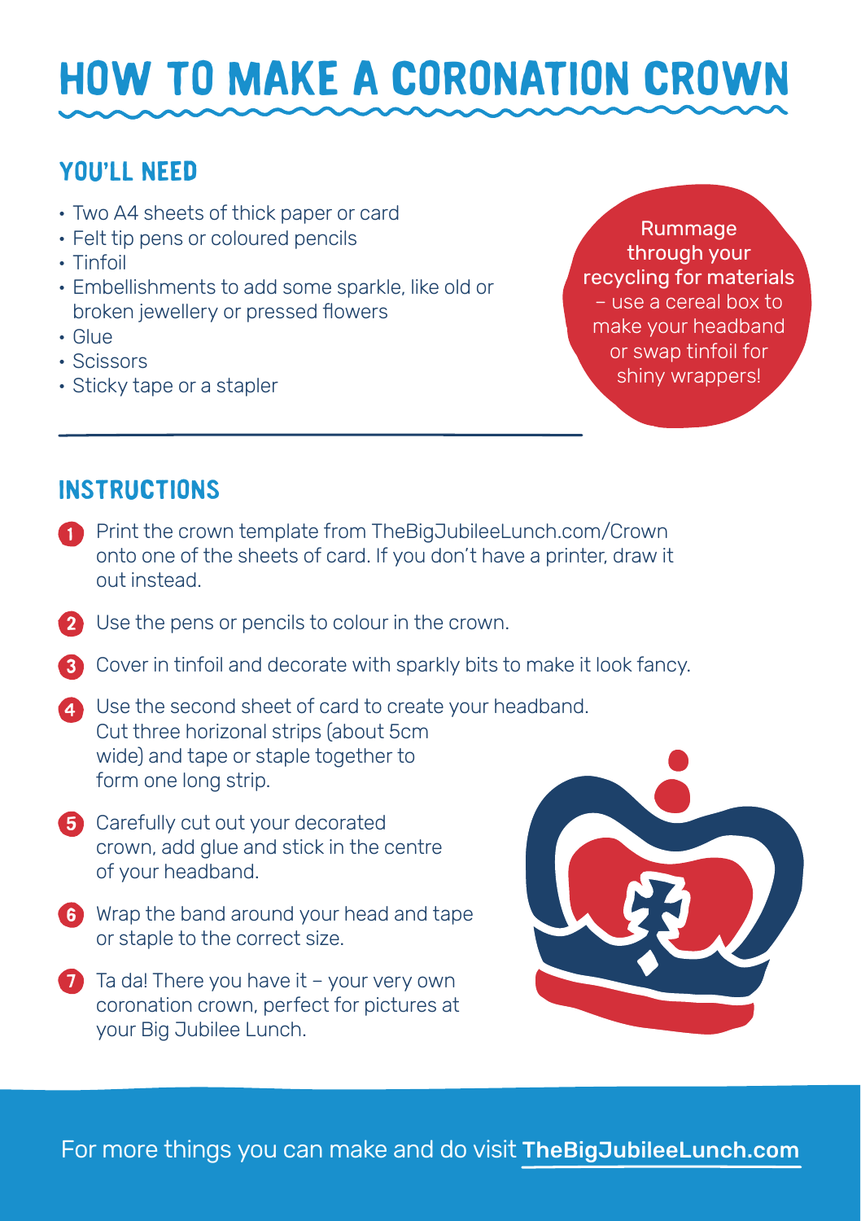# HOW TO MAKE A CORONATION CROWN

## YOU'LL NEED

- Two A4 sheets of thick paper or card
- Felt tip pens or coloured pencils
- Tinfoil
- Embellishments to add some sparkle, like old or broken jewellery or pressed flowers
- Glue
- Scissors
- Sticky tape or a stapler

Rummage through your recycling for materials – use a cereal box to make your headband or swap tinfoil for shiny wrappers!

## INSTRUCTIONS

1. Print the crown template from TheBigJubileeLunch.com/Crown onto one of the sheets of card. If you don't have a printer, draw it out instead.
2. Use the pens or pencils to colour in the crown.
3. Cover in tinfoil and decorate with sparkly bits to make it look fancy.
4. Use the second sheet of card to create your headband. Cut three horizonal strips (about 5cm wide) and tape or staple together to form one long strip.
5. Carefully cut out your decorated crown, add glue and stick in the centre of your headband.
6. Wrap the band around your head and tape or staple to the correct size.
7. Ta da! There you have it – your very own coronation crown, perfect for pictures at your Big Jubilee Lunch.

For more things you can make and do visit **TheBigJubileeLunch.com**